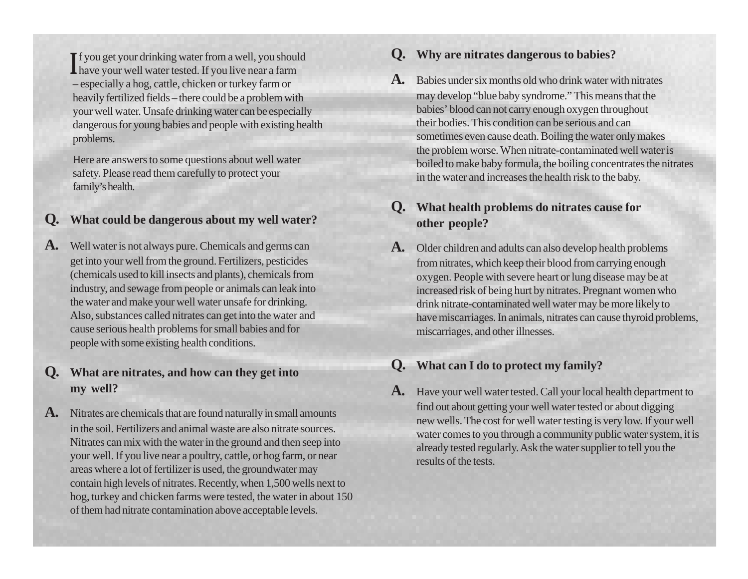If you get your drinking water from a well, you should have your well water tested. If you live near a farm – especially a hog, cattle, chicken or turkey farm or heavily fertilized fields – there could be a problem with your well water. Unsafe drinking water can be especially dangerous for young babies and people with existing health problems.

Here are answers to some questions about well water safety. Please read them carefully to protect your family's health.

**Q. What could be dangerous about my well water?**

**A.** Well water is not always pure. Chemicals and germs can get into your well from the ground. Fertilizers, pesticides (chemicals used to kill insects and plants), chemicals from industry, and sewage from people or animals can leak into the water and make your well water unsafe for drinking. Also, substances called nitrates can get into the water and cause serious health problems for small babies and for people with some existing health conditions.

**Q. What are nitrates, and how can they get into my well?**

**A.** Nitrates are chemicals that are found naturally in small amounts in the soil. Fertilizers and animal waste are also nitrate sources. Nitrates can mix with the water in the ground and then seep into your well. If you live near a poultry, cattle, or hog farm, or near areas where a lot of fertilizer is used, the groundwater may contain high levels of nitrates. Recently, when 1,500 wells next to hog, turkey and chicken farms were tested, the water in about 150 of them had nitrate contamination above acceptable levels.

**Q. Why are nitrates dangerous to babies?**

**A.** Babies under six months old who drink water with nitrates may develop "blue baby syndrome." This means that the babies' blood can not carry enough oxygen throughout their bodies. This condition can be serious and can sometimes even cause death. Boiling the water only makes the problem worse. When nitrate-contaminated well water is boiled to make baby formula, the boiling concentrates the nitrates in the water and increases the health risk to the baby.

**Q. What health problems do nitrates cause for other people?**

**A.** Older children and adults can also develop health problems from nitrates, which keep their blood from carrying enough oxygen. People with severe heart or lung disease may be at increased risk of being hurt by nitrates. Pregnant women who drink nitrate-contaminated well water may be more likely to have miscarriages. In animals, nitrates can cause thyroid problems, miscarriages, and other illnesses.

**Q. What can I do to protect my family?**

**A.** Have your well water tested. Call your local health department to find out about getting your well water tested or about digging new wells. The cost for well water testing is very low. If your well water comes to you through a community public water system, it is already tested regularly. Ask the water supplier to tell you the results of the tests.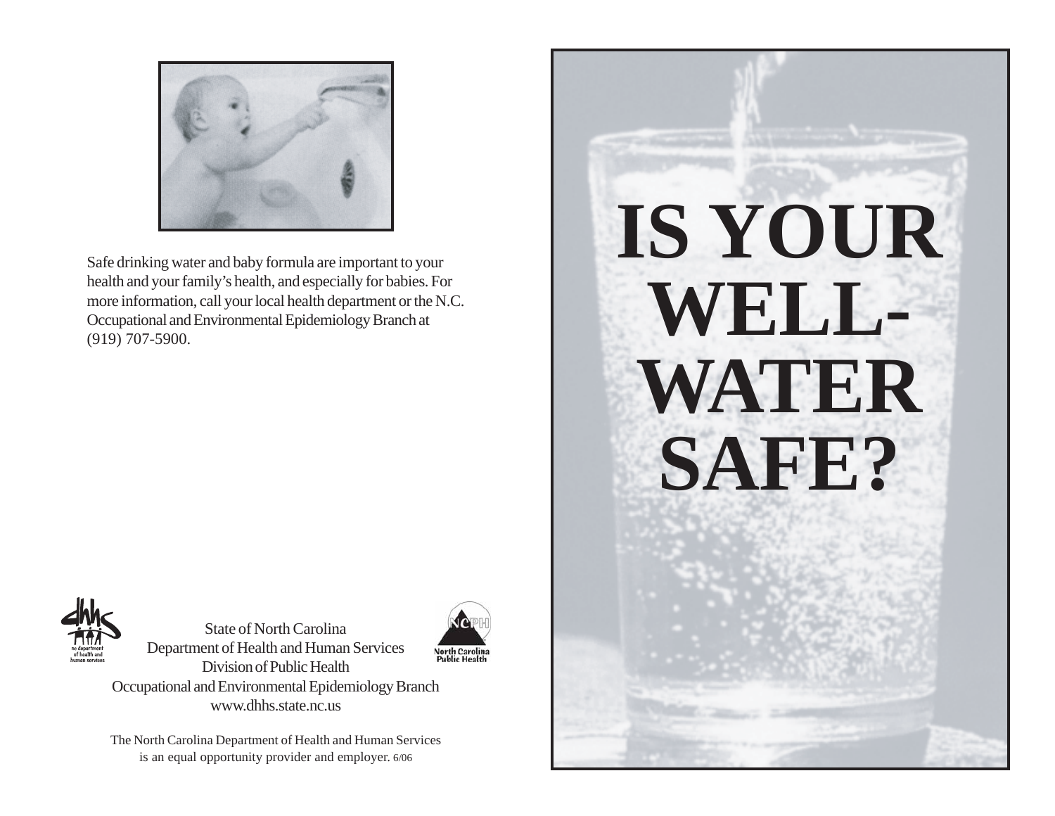Safe drinking water and baby formula are important to your health and your family's health, and especially for babies. For more information, call your local health department or the N.C. Occupational and Environmental Epidemiology Branch at (919) 707-5900.

State of North Carolina
Department of Health and Human Services
Division of Public Health
Occupational and Environmental Epidemiology Branch
www.dhhs.state.nc.us

The North Carolina Department of Health and Human Services is an equal opportunity provider and employer. 6/06

# IS YOUR WELL-WATER SAFE?